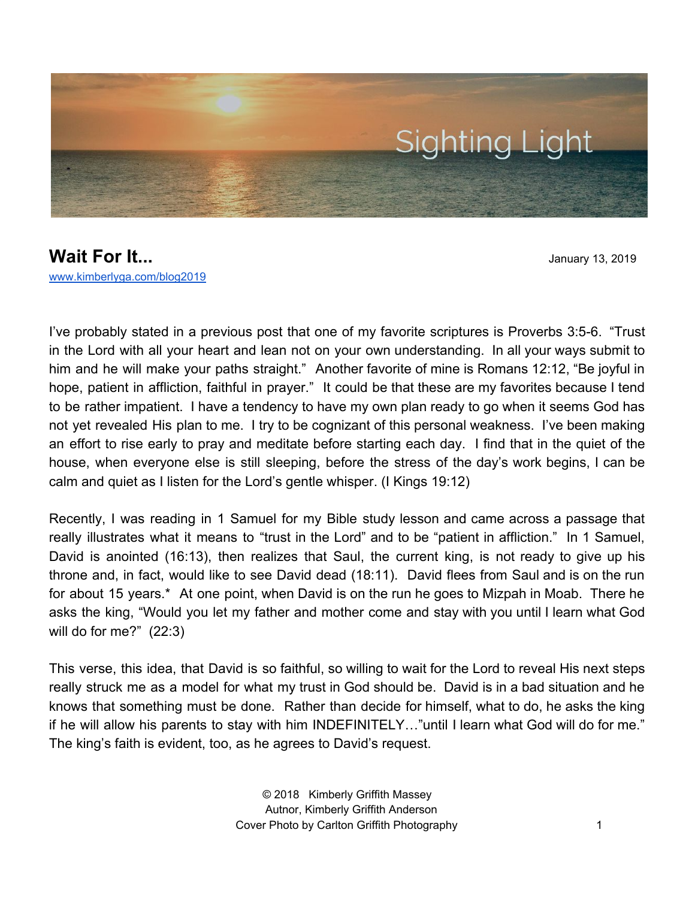Sighting Light

# Wait For It...

January 13, 2019

www.kimberlyga.com/blog2019

I've probably stated in a previous post that one of my favorite scriptures is Proverbs 3:5-6. "Trust in the Lord with all your heart and lean not on your own understanding. In all your ways submit to him and he will make your paths straight." Another favorite of mine is Romans 12:12, "Be joyful in hope, patient in affliction, faithful in prayer." It could be that these are my favorites because I tend to be rather impatient. I have a tendency to have my own plan ready to go when it seems God has not yet revealed His plan to me. I try to be cognizant of this personal weakness. I've been making an effort to rise early to pray and meditate before starting each day. I find that in the quiet of the house, when everyone else is still sleeping, before the stress of the day's work begins, I can be calm and quiet as I listen for the Lord's gentle whisper. (I Kings 19:12)

Recently, I was reading in 1 Samuel for my Bible study lesson and came across a passage that really illustrates what it means to "trust in the Lord" and to be "patient in affliction." In 1 Samuel, David is anointed (16:13), then realizes that Saul, the current king, is not ready to give up his throne and, in fact, would like to see David dead (18:11). David flees from Saul and is on the run for about 15 years.* At one point, when David is on the run he goes to Mizpah in Moab. There he asks the king, "Would you let my father and mother come and stay with you until I learn what God will do for me?" (22:3)

This verse, this idea, that David is so faithful, so willing to wait for the Lord to reveal His next steps really struck me as a model for what my trust in God should be. David is in a bad situation and he knows that something must be done. Rather than decide for himself, what to do, he asks the king if he will allow his parents to stay with him INDEFINITELY…"until I learn what God will do for me." The king's faith is evident, too, as he agrees to David's request.

© 2018 Kimberly Griffith Massey
Autnor, Kimberly Griffith Anderson
Cover Photo by Carlton Griffith Photography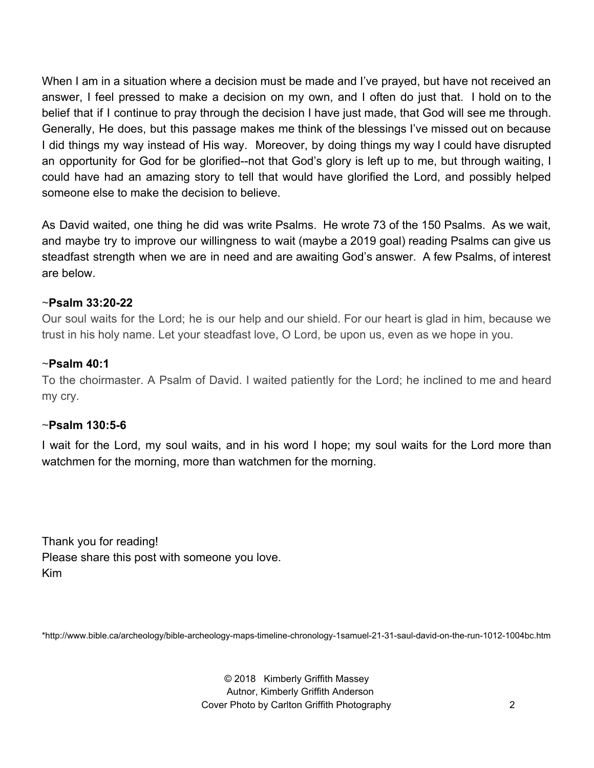When I am in a situation where a decision must be made and I've prayed, but have not received an answer, I feel pressed to make a decision on my own, and I often do just that. I hold on to the belief that if I continue to pray through the decision I have just made, that God will see me through. Generally, He does, but this passage makes me think of the blessings I've missed out on because I did things my way instead of His way. Moreover, by doing things my way I could have disrupted an opportunity for God for be glorified--not that God's glory is left up to me, but through waiting, I could have had an amazing story to tell that would have glorified the Lord, and possibly helped someone else to make the decision to believe.

As David waited, one thing he did was write Psalms. He wrote 73 of the 150 Psalms. As we wait, and maybe try to improve our willingness to wait (maybe a 2019 goal) reading Psalms can give us steadfast strength when we are in need and are awaiting God's answer. A few Psalms, of interest are below.

~**Psalm 33:20-22**

Our soul waits for the Lord; he is our help and our shield. For our heart is glad in him, because we trust in his holy name. Let your steadfast love, O Lord, be upon us, even as we hope in you.

~**Psalm 40:1**

To the choirmaster. A Psalm of David. I waited patiently for the Lord; he inclined to me and heard my cry.

~**Psalm 130:5-6**

I wait for the Lord, my soul waits, and in his word I hope; my soul waits for the Lord more than watchmen for the morning, more than watchmen for the morning.

Thank you for reading!
Please share this post with someone you love.
Kim

*http://www.bible.ca/archeology/bible-archeology-maps-timeline-chronology-1samuel-21-31-saul-david-on-the-run-1012-1004bc.htm

© 2018 Kimberly Griffith Massey
Autnor, Kimberly Griffith Anderson
Cover Photo by Carlton Griffith Photography